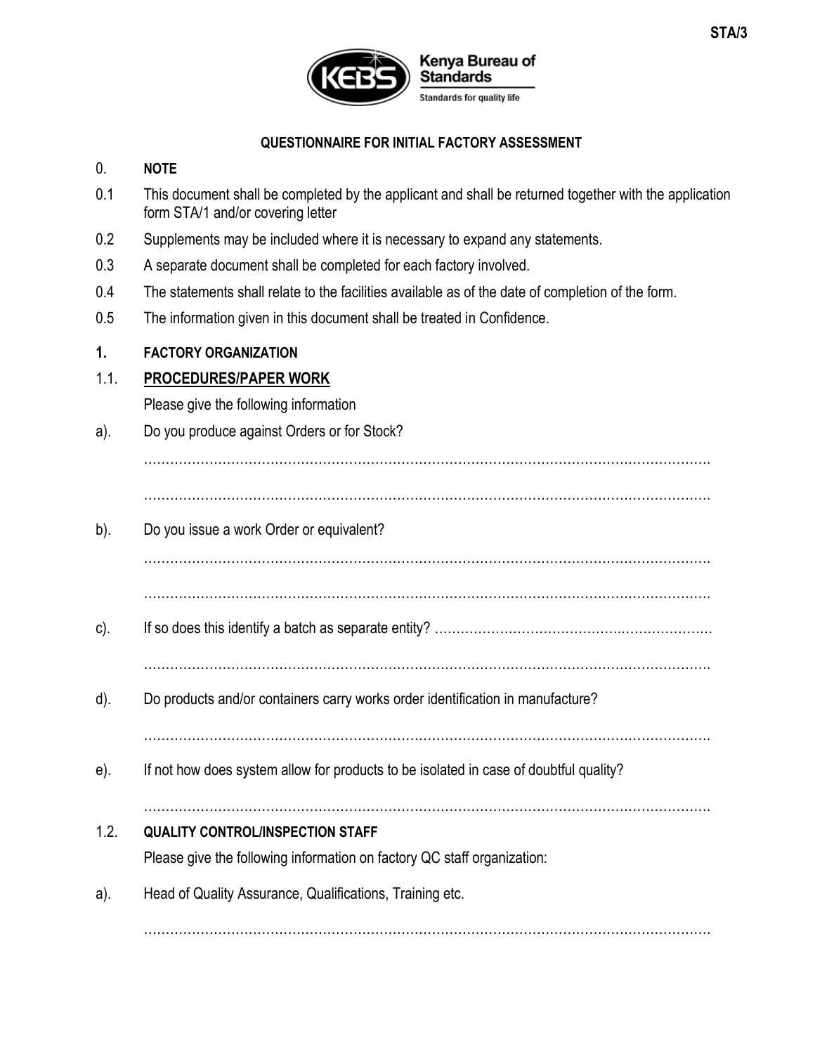STA/3

Kenya Bureau of Standards

Standards for quality life

## QUESTIONNAIRE FOR INITIAL FACTORY ASSESSMENT

0. **NOTE**

0.1 This document shall be completed by the applicant and shall be returned together with the application form STA/1 and/or covering letter

0.2 Supplements may be included where it is necessary to expand any statements.

0.3 A separate document shall be completed for each factory involved.

0.4 The statements shall relate to the facilities available as of the date of completion of the form.

0.5 The information given in this document shall be treated in Confidence.

**1. FACTORY ORGANIZATION**

1.1. **PROCEDURES/PAPER WORK**

Please give the following information

a). Do you produce against Orders or for Stock?

……………………………………………………………………………………………………………

……………………………………………………………………………………………………………

b). Do you issue a work Order or equivalent?

……………………………………………………………………………………………………………

……………………………………………………………………………………………………………

c). If so does this identify a batch as separate entity? ……………………………………………………

……………………………………………………………………………………………………………

d). Do products and/or containers carry works order identification in manufacture?

……………………………………………………………………………………………………………

e). If not how does system allow for products to be isolated in case of doubtful quality?

……………………………………………………………………………………………………………

1.2. **QUALITY CONTROL/INSPECTION STAFF**

Please give the following information on factory QC staff organization:

a). Head of Quality Assurance, Qualifications, Training etc.

……………………………………………………………………………………………………………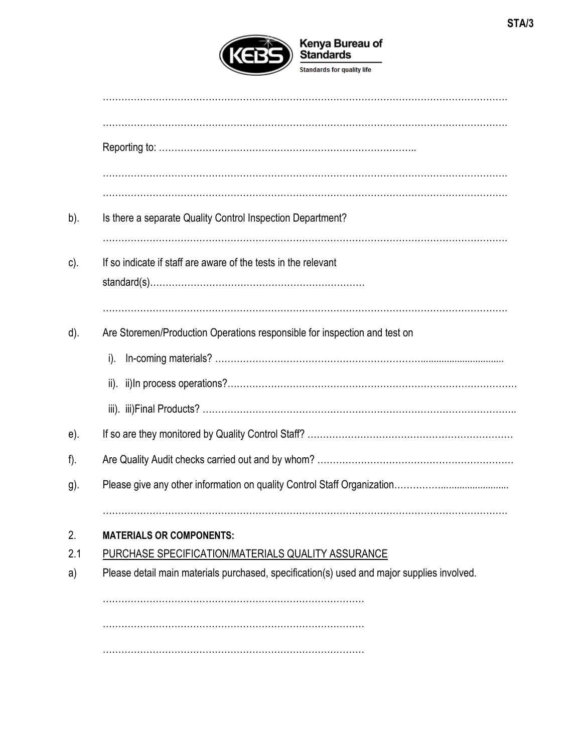…………………………………………………………………………………………………………………

…………………………………………………………………………………………………………………

Reporting to: ………………………………………………………………………..

…………………………………………………………………………………………………………………

…………………………………………………………………………………………………………………

b). Is there a separate Quality Control Inspection Department?

…………………………………………………………………………………………………………………

c). If so indicate if staff are aware of the tests in the relevant standard(s)……………………………………………………………

…………………………………………………………………………………………………………………

d). Are Storemen/Production Operations responsible for inspection and test on

i). In-coming materials? ……………………………………………………….............................

ii). ii)In process operations?………………………………………………………………………………

iii). iii)Final Products? ………………………………………………………………………………………..

e). If so are they monitored by Quality Control Staff? …………………………………………………………

f). Are Quality Audit checks carried out and by whom? ………………………………………………………

g). Please give any other information on quality Control Staff Organization…………….........................

…………………………………………………………………………………………………………………

2. **MATERIALS OR COMPONENTS:**

2.1 PURCHASE SPECIFICATION/MATERIALS QUALITY ASSURANCE

a) Please detail main materials purchased, specification(s) used and major supplies involved.

…………………………………………………………………………

…………………………………………………………………………

…………………………………………………………………………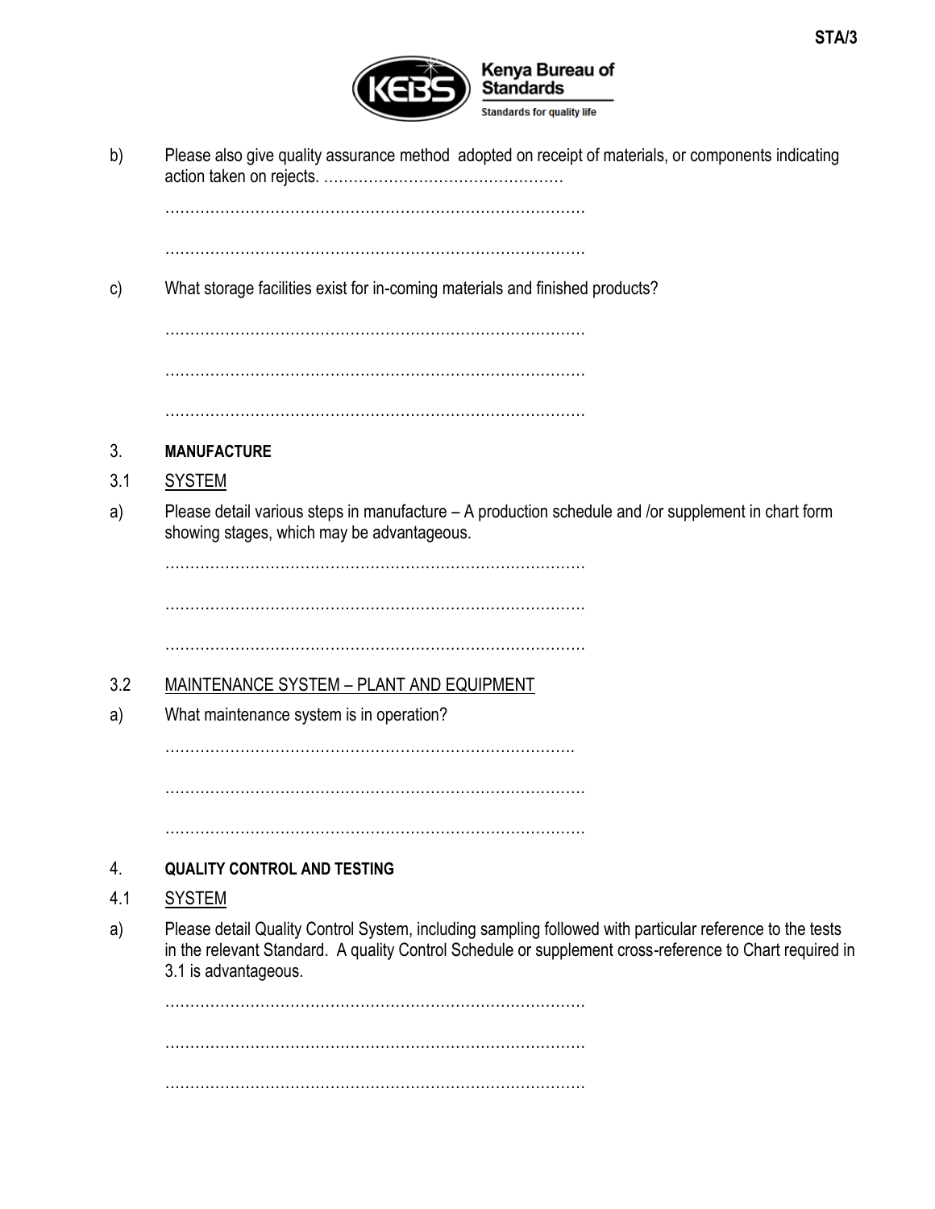b) Please also give quality assurance method adopted on receipt of materials, or components indicating action taken on rejects. …………………………………………

…………………………………………………………………………

…………………………………………………………………………

c) What storage facilities exist for in-coming materials and finished products?

…………………………………………………………………………

…………………………………………………………………………

…………………………………………………………………………

## 3. MANUFACTURE

### 3.1 SYSTEM

a) Please detail various steps in manufacture – A production schedule and /or supplement in chart form showing stages, which may be advantageous.

…………………………………………………………………………

…………………………………………………………………………

…………………………………………………………………………

### 3.2 MAINTENANCE SYSTEM – PLANT AND EQUIPMENT

a) What maintenance system is in operation?

………………………………………………………………………

…………………………………………………………………………

…………………………………………………………………………

## 4. QUALITY CONTROL AND TESTING

### 4.1 SYSTEM

a) Please detail Quality Control System, including sampling followed with particular reference to the tests in the relevant Standard. A quality Control Schedule or supplement cross-reference to Chart required in 3.1 is advantageous.

…………………………………………………………………………

…………………………………………………………………………

…………………………………………………………………………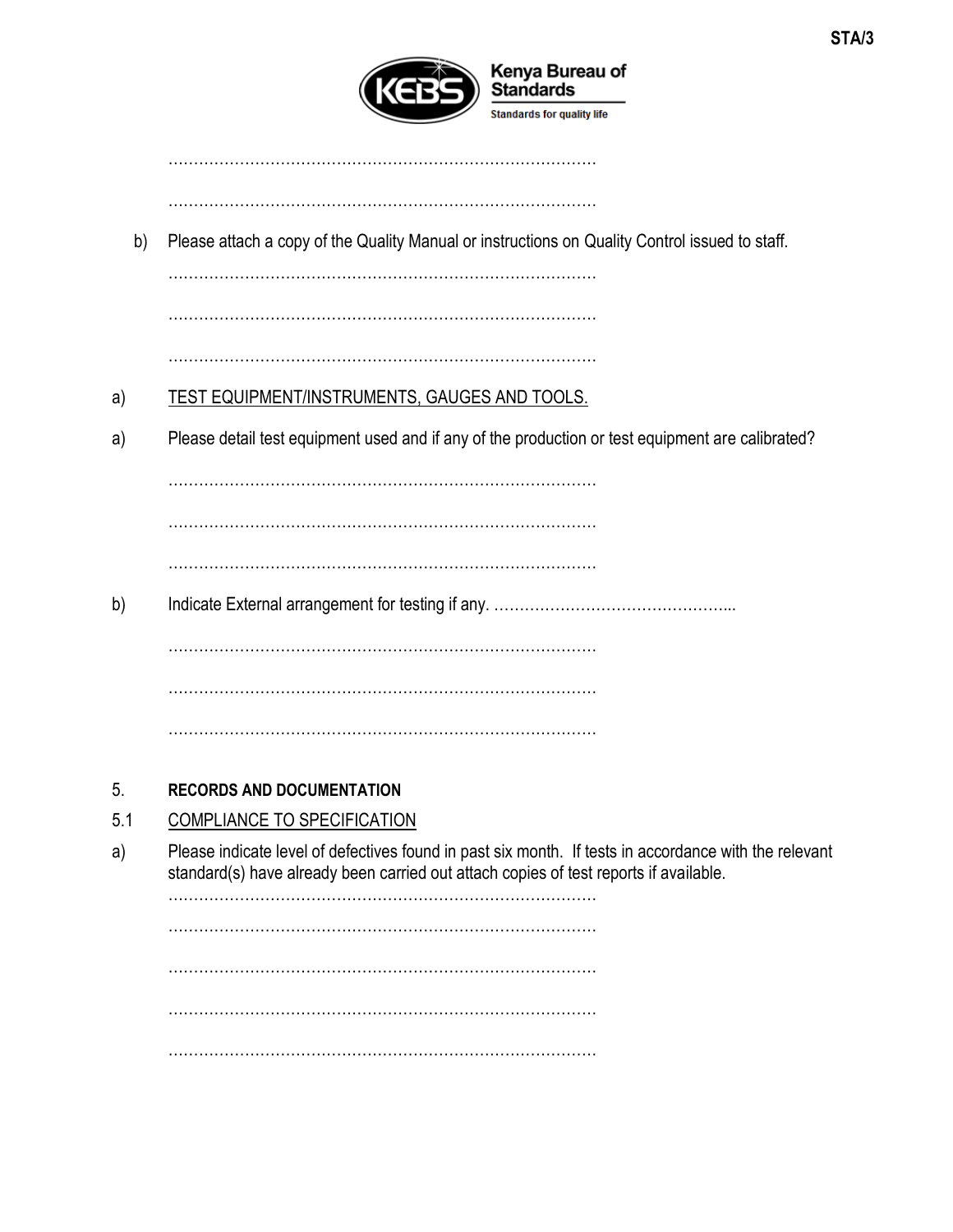…………………………………………………………………………

…………………………………………………………………………

b) Please attach a copy of the Quality Manual or instructions on Quality Control issued to staff.

…………………………………………………………………………

…………………………………………………………………………

…………………………………………………………………………

a) TEST EQUIPMENT/INSTRUMENTS, GAUGES AND TOOLS.

a) Please detail test equipment used and if any of the production or test equipment are calibrated?

…………………………………………………………………………

…………………………………………………………………………

…………………………………………………………………………

b) Indicate External arrangement for testing if any. ………………………………………...

…………………………………………………………………………

…………………………………………………………………………

…………………………………………………………………………

## 5. RECORDS AND DOCUMENTATION

### 5.1 COMPLIANCE TO SPECIFICATION

a) Please indicate level of defectives found in past six month. If tests in accordance with the relevant standard(s) have already been carried out attach copies of test reports if available.

…………………………………………………………………………

…………………………………………………………………………

…………………………………………………………………………

…………………………………………………………………………

…………………………………………………………………………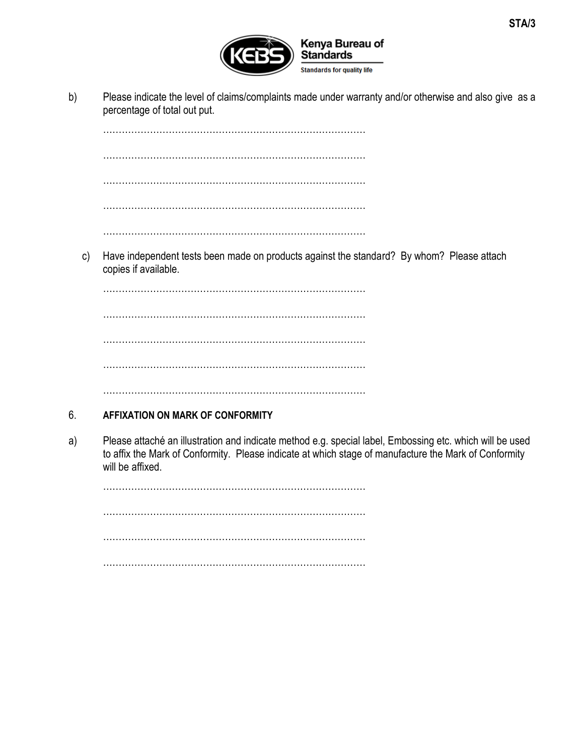b) Please indicate the level of claims/complaints made under warranty and/or otherwise and also give as a percentage of total out put.

…………………………………………………………………………

…………………………………………………………………………

…………………………………………………………………………

…………………………………………………………………………

…………………………………………………………………………

c) Have independent tests been made on products against the standard? By whom? Please attach copies if available.

…………………………………………………………………………

…………………………………………………………………………

…………………………………………………………………………

…………………………………………………………………………

…………………………………………………………………………

## 6. AFFIXATION ON MARK OF CONFORMITY

a) Please attaché an illustration and indicate method e.g. special label, Embossing etc. which will be used to affix the Mark of Conformity. Please indicate at which stage of manufacture the Mark of Conformity will be affixed.

…………………………………………………………………………

…………………………………………………………………………

…………………………………………………………………………

…………………………………………………………………………